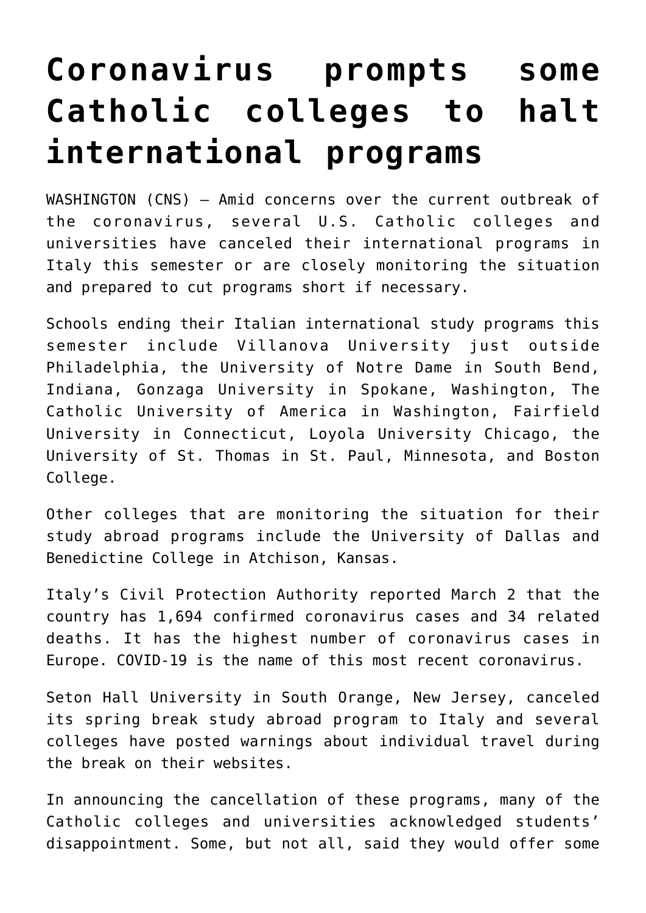# Coronavirus prompts some Catholic colleges to halt international programs

WASHINGTON (CNS) — Amid concerns over the current outbreak of the coronavirus, several U.S. Catholic colleges and universities have canceled their international programs in Italy this semester or are closely monitoring the situation and prepared to cut programs short if necessary.

Schools ending their Italian international study programs this semester include Villanova University just outside Philadelphia, the University of Notre Dame in South Bend, Indiana, Gonzaga University in Spokane, Washington, The Catholic University of America in Washington, Fairfield University in Connecticut, Loyola University Chicago, the University of St. Thomas in St. Paul, Minnesota, and Boston College.

Other colleges that are monitoring the situation for their study abroad programs include the University of Dallas and Benedictine College in Atchison, Kansas.

Italy's Civil Protection Authority reported March 2 that the country has 1,694 confirmed coronavirus cases and 34 related deaths. It has the highest number of coronavirus cases in Europe. COVID-19 is the name of this most recent coronavirus.

Seton Hall University in South Orange, New Jersey, canceled its spring break study abroad program to Italy and several colleges have posted warnings about individual travel during the break on their websites.

In announcing the cancellation of these programs, many of the Catholic colleges and universities acknowledged students' disappointment. Some, but not all, said they would offer some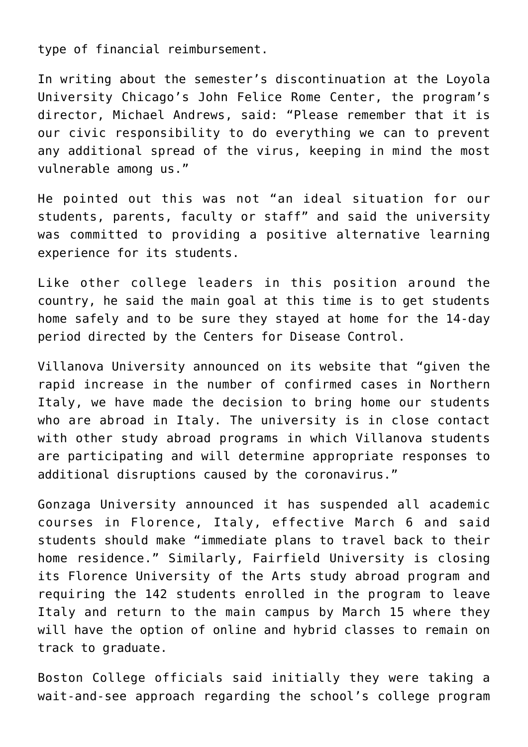type of financial reimbursement.

In writing about the semester's discontinuation at the Loyola University Chicago's John Felice Rome Center, the program's director, Michael Andrews, said: "Please remember that it is our civic responsibility to do everything we can to prevent any additional spread of the virus, keeping in mind the most vulnerable among us."

He pointed out this was not "an ideal situation for our students, parents, faculty or staff" and said the university was committed to providing a positive alternative learning experience for its students.

Like other college leaders in this position around the country, he said the main goal at this time is to get students home safely and to be sure they stayed at home for the 14-day period directed by the Centers for Disease Control.

Villanova University announced on its website that "given the rapid increase in the number of confirmed cases in Northern Italy, we have made the decision to bring home our students who are abroad in Italy. The university is in close contact with other study abroad programs in which Villanova students are participating and will determine appropriate responses to additional disruptions caused by the coronavirus."

Gonzaga University announced it has suspended all academic courses in Florence, Italy, effective March 6 and said students should make "immediate plans to travel back to their home residence." Similarly, Fairfield University is closing its Florence University of the Arts study abroad program and requiring the 142 students enrolled in the program to leave Italy and return to the main campus by March 15 where they will have the option of online and hybrid classes to remain on track to graduate.

Boston College officials said initially they were taking a wait-and-see approach regarding the school's college program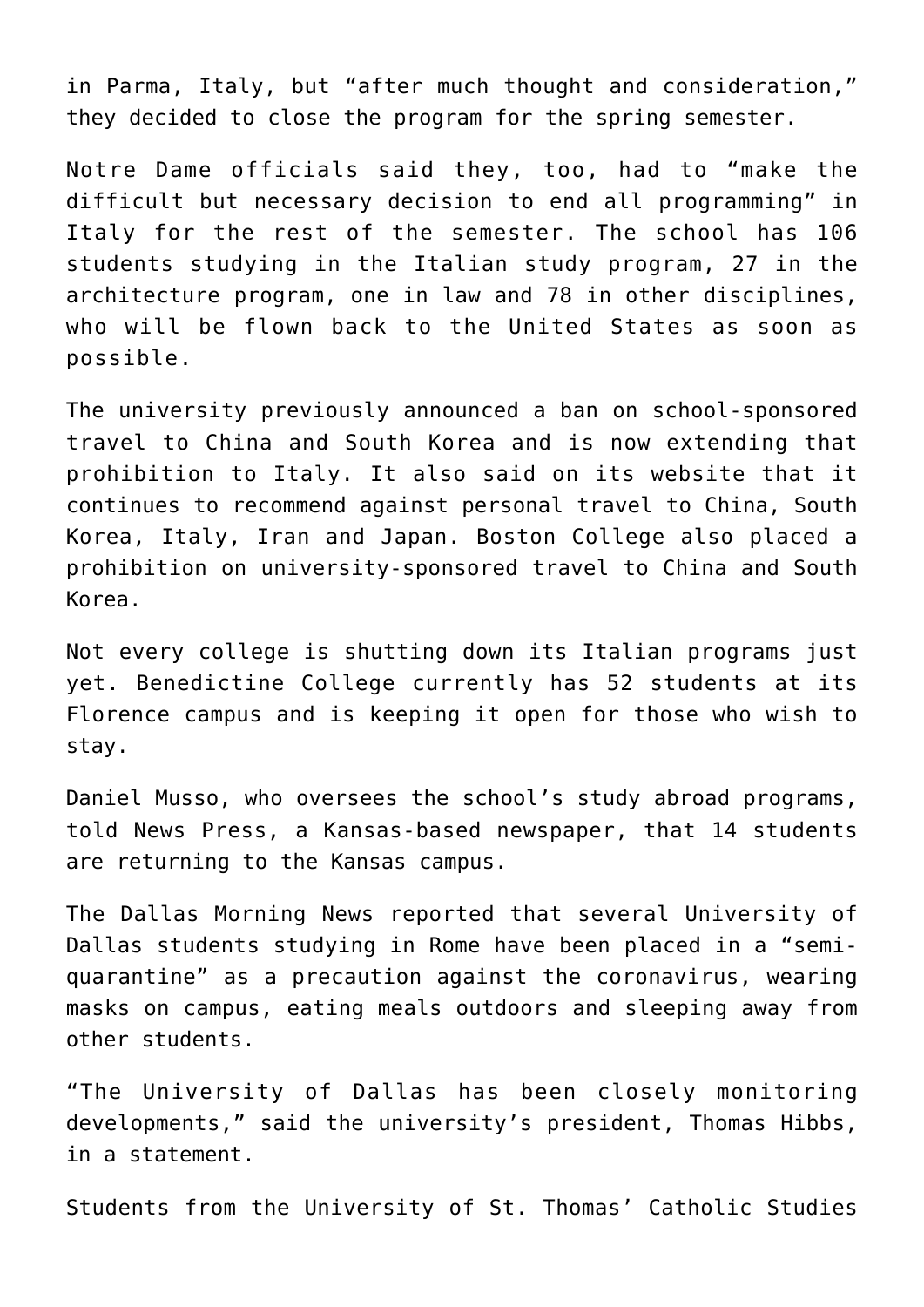in Parma, Italy, but "after much thought and consideration," they decided to close the program for the spring semester.

Notre Dame officials said they, too, had to "make the difficult but necessary decision to end all programming" in Italy for the rest of the semester. The school has 106 students studying in the Italian study program, 27 in the architecture program, one in law and 78 in other disciplines, who will be flown back to the United States as soon as possible.

The university previously announced a ban on school-sponsored travel to China and South Korea and is now extending that prohibition to Italy. It also said on its website that it continues to recommend against personal travel to China, South Korea, Italy, Iran and Japan. Boston College also placed a prohibition on university-sponsored travel to China and South Korea.

Not every college is shutting down its Italian programs just yet. Benedictine College currently has 52 students at its Florence campus and is keeping it open for those who wish to stay.

Daniel Musso, who oversees the school's study abroad programs, told News Press, a Kansas-based newspaper, that 14 students are returning to the Kansas campus.

The Dallas Morning News reported that several University of Dallas students studying in Rome have been placed in a "semi-quarantine" as a precaution against the coronavirus, wearing masks on campus, eating meals outdoors and sleeping away from other students.

"The University of Dallas has been closely monitoring developments," said the university's president, Thomas Hibbs, in a statement.

Students from the University of St. Thomas' Catholic Studies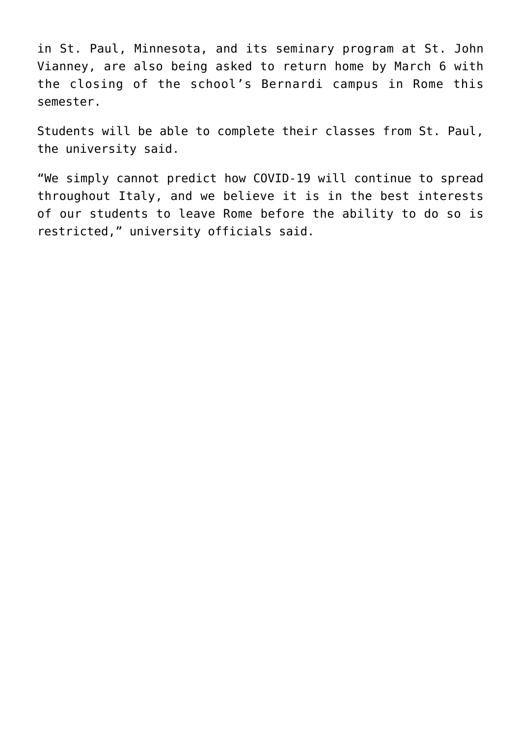in St. Paul, Minnesota, and its seminary program at St. John Vianney, are also being asked to return home by March 6 with the closing of the school's Bernardi campus in Rome this semester.

Students will be able to complete their classes from St. Paul, the university said.

"We simply cannot predict how COVID-19 will continue to spread throughout Italy, and we believe it is in the best interests of our students to leave Rome before the ability to do so is restricted," university officials said.